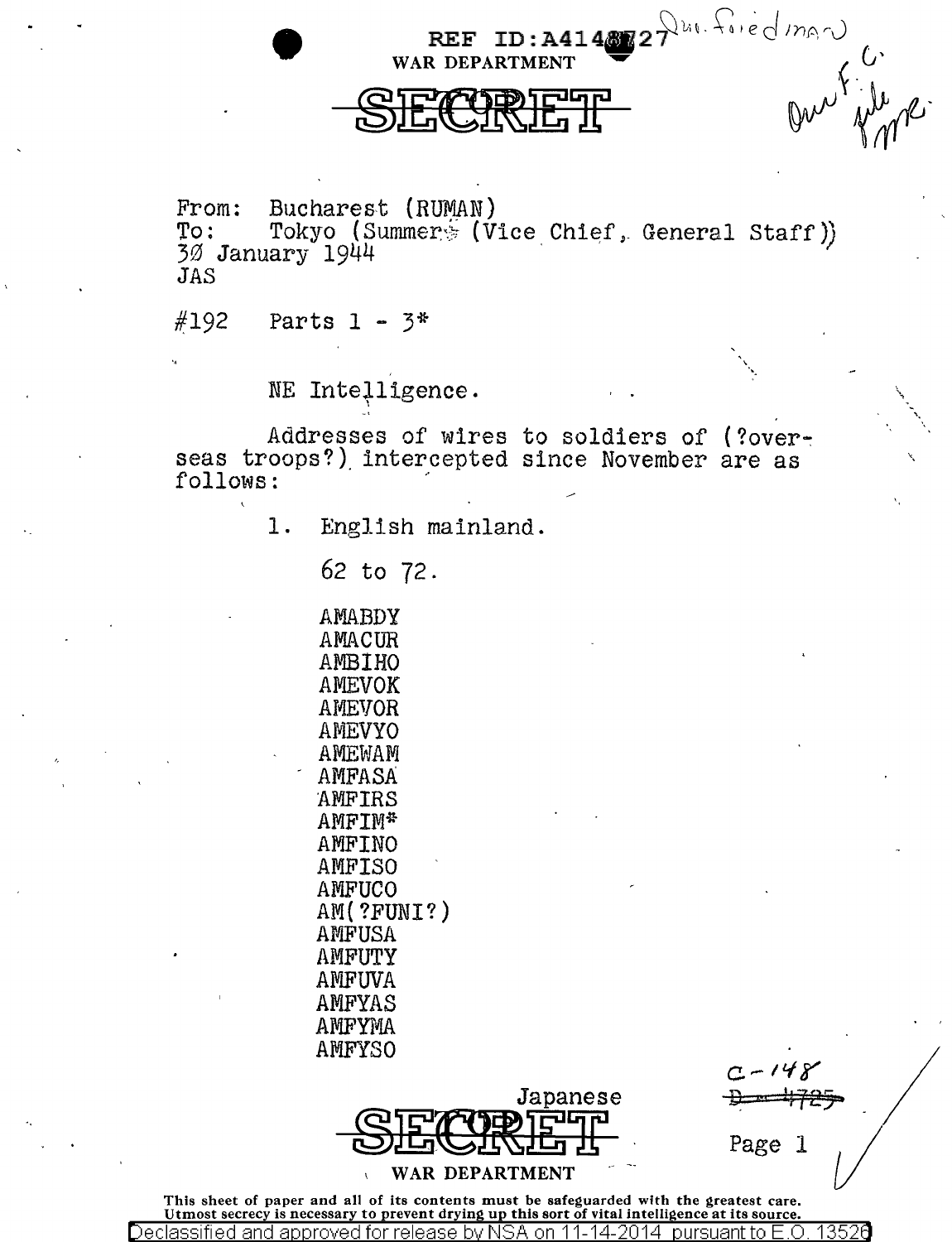REF ID:A4148727

WAR DEPARTMENT

**SECRET**

From: Bucharest (RUMAN)
To: Tokyo (Summer* (Vice Chief, General Staff))
30 January 1944
JAS

#192 Parts 1 - 3*

NE Intelligence.

Addresses of wires to soldiers of (?overseas troops?) intercepted since November are as follows:

1. English mainland.

   62 to 72.

   AMABDY
   AMACUR
   AMBIHO
   AMEVOK
   AMEVOR
   AMEVYO
   AMEWAM
   AMFASA
   AMFIRS
   AMFIM*
   AMFINO
   AMFISO
   AMFUCO
   AM(?FUNI?)
   AMFUSA
   AMFUTY
   AMFUVA
   AMFYAS
   AMFYMA
   AMFYSO

Japanese

**SECRET**

WAR DEPARTMENT

C-148

This sheet of paper and all of its contents must be safeguarded with the greatest care. Utmost secrecy is necessary to prevent drying up this sort of vital intelligence at its source.

Declassified and approved for release by NSA on 11-14-2014 pursuant to E.O. 13526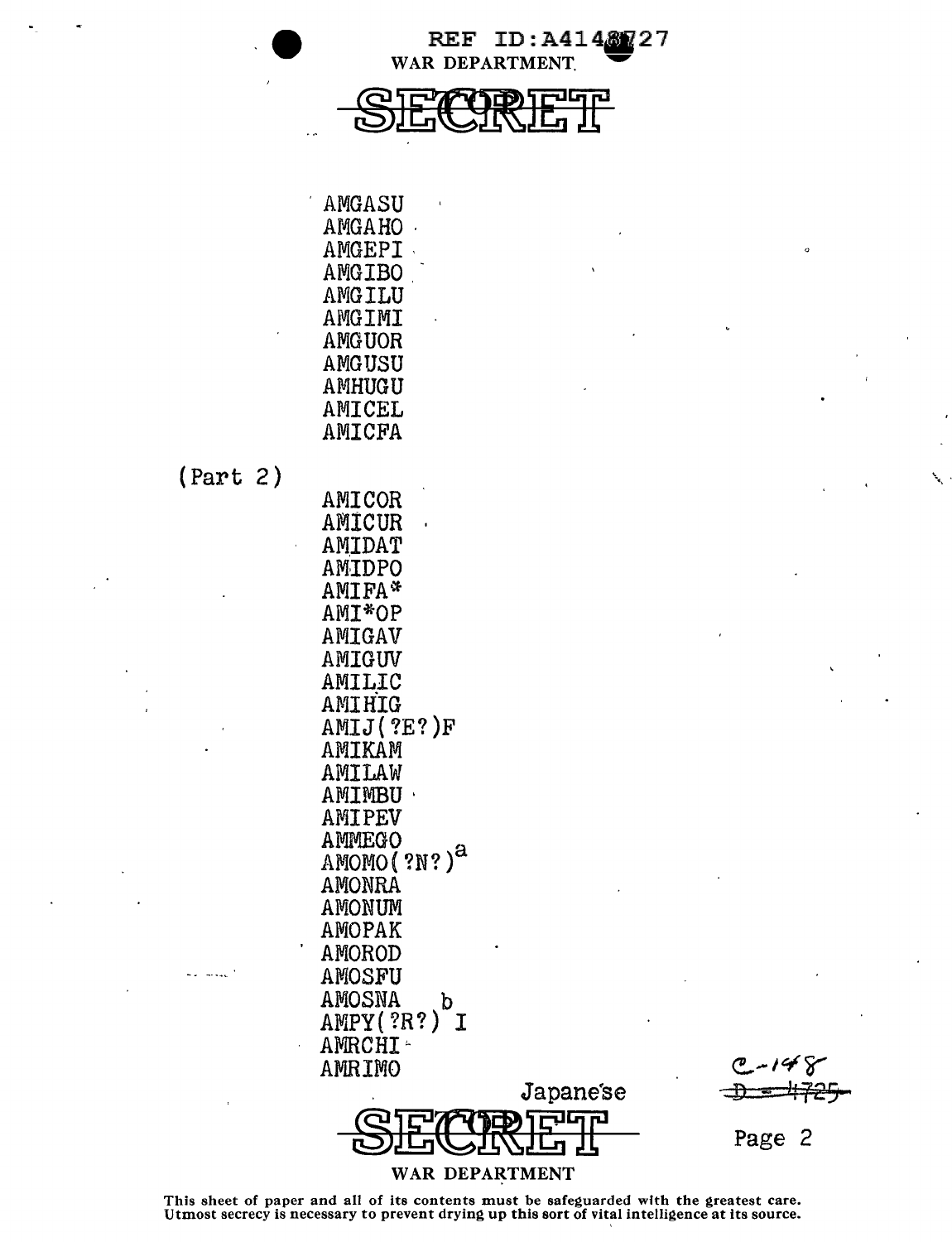REF ID:A4148727

WAR DEPARTMENT

SECRET

AMGASU
AMGAHO
AMGEPI
AMGIBO
AMGILU
AMGIMI
AMGUOR
AMGUSU
AMHUGU
AMICEL
AMICFA

(Part 2)

AMICOR
AMICUR
AMIDAT
AMIDPO
AMIFA*
AMI*OP
AMIGAV
AMIGUV
AMILIC
AMIHIG
AMIJ(?E?)F
AMIKAM
AMILAW
AMIMBU
AMIPEV
AMMEGO
AMOMO(?N?)[a]
AMONRA
AMONUM
AMOPAK
AMOROD
AMOSFU
AMOSNA
AMPY(?R?)[b]I
AMRCHI
AMRIMO

Japanese

C-148
~~D - 4725~~

SECRET

WAR DEPARTMENT

This sheet of paper and all of its contents must be safeguarded with the greatest care. Utmost secrecy is necessary to prevent drying up this sort of vital intelligence at its source.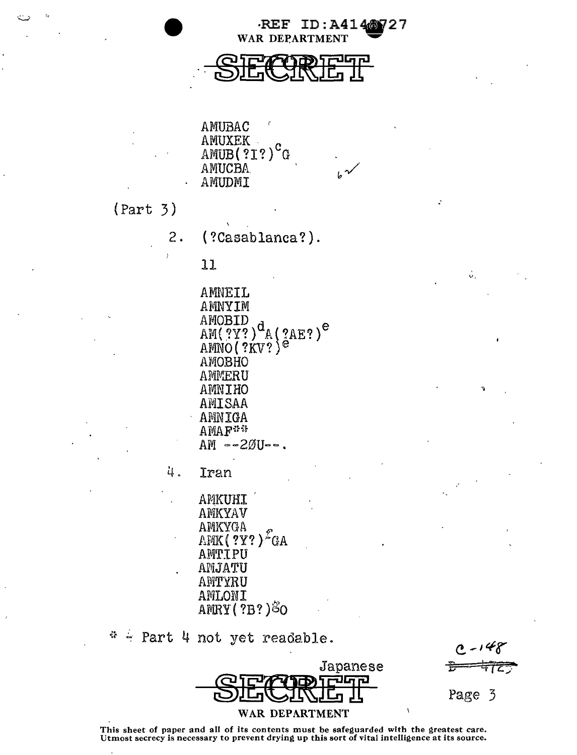AMUBAC
AMUXEK
AMUB(?I?)[c]G
AMUCBA
AMUDMI

(Part 3)

2. (?Casablanca?).

11

AMNEIL
AMNYIM
AMOBID
AM(?Y?)[d]A(?AE?)[e]
AMNO(?KV?)[e]
AMOBHO
AMMERU
AMNIHO
AMISAA
AMNIGA
AMAF**
AM --2ØU--.

4. Iran

AMKUHI
AMKYAV
AMKYGA
AMK(?Y?)[f]GA
AMTIPU
AMJATU
AMTYRU
AMLONI
AMRY(?B?)[g]O

** - Part 4 not yet readable.

Japanese

This sheet of paper and all of its contents must be safeguarded with the greatest care. Utmost secrecy is necessary to prevent drying up this sort of vital intelligence at its source.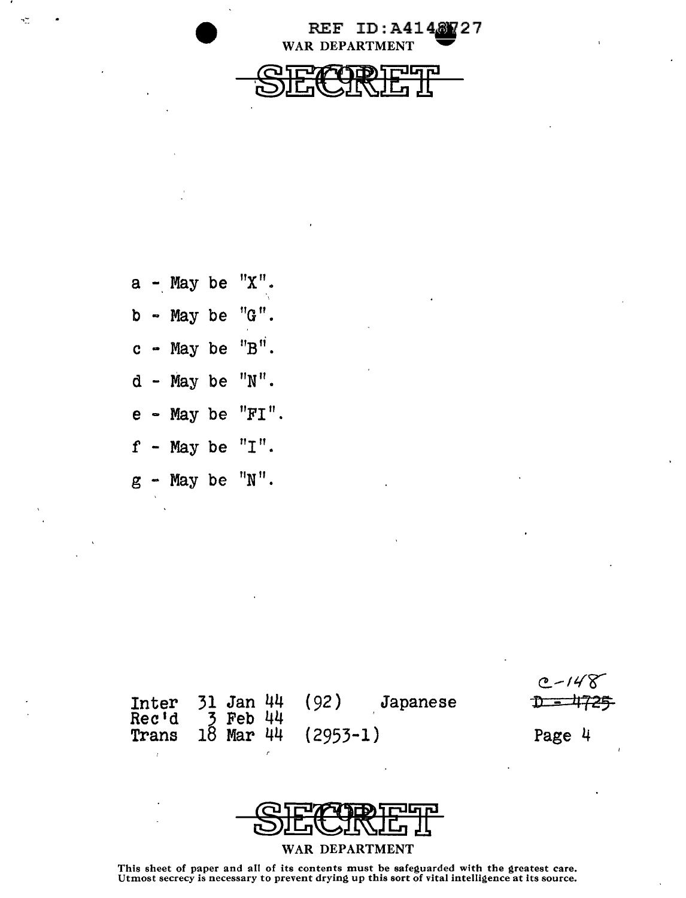REF ID:A4148727

WAR DEPARTMENT

SECRET

a - May be "X".

b - May be "G".

c - May be "B".

d - May be "N".

e - May be "FI".

f - May be "I".

g - May be "N".

Inter 31 Jan 44 (92) Japanese
Rec'd 3 Feb 44
Trans 18 Mar 44 (2953-1)

C-148
~~D - 4725~~

Page 4

SECRET

WAR DEPARTMENT

This sheet of paper and all of its contents must be safeguarded with the greatest care. Utmost secrecy is necessary to prevent drying up this sort of vital intelligence at its source.